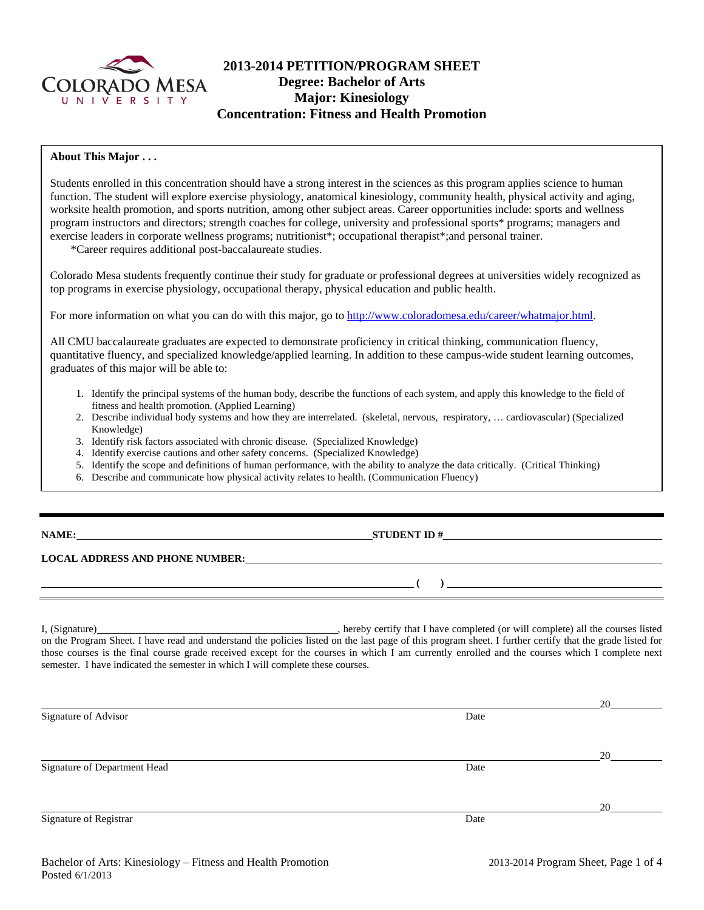# 2013-2014 PETITION/PROGRAM SHEET
## Degree: Bachelor of Arts
## Major: Kinesiology
## Concentration: Fitness and Health Promotion

**About This Major . . .**

Students enrolled in this concentration should have a strong interest in the sciences as this program applies science to human function. The student will explore exercise physiology, anatomical kinesiology, community health, physical activity and aging, worksite health promotion, and sports nutrition, among other subject areas. Career opportunities include: sports and wellness program instructors and directors; strength coaches for college, university and professional sports* programs; managers and exercise leaders in corporate wellness programs; nutritionist*; occupational therapist*;and personal trainer.
*Career requires additional post-baccalaureate studies.

Colorado Mesa students frequently continue their study for graduate or professional degrees at universities widely recognized as top programs in exercise physiology, occupational therapy, physical education and public health.

For more information on what you can do with this major, go to http://www.coloradomesa.edu/career/whatmajor.html.

All CMU baccalaureate graduates are expected to demonstrate proficiency in critical thinking, communication fluency, quantitative fluency, and specialized knowledge/applied learning. In addition to these campus-wide student learning outcomes, graduates of this major will be able to:

1. Identify the principal systems of the human body, describe the functions of each system, and apply this knowledge to the field of fitness and health promotion. (Applied Learning)
2. Describe individual body systems and how they are interrelated. (skeletal, nervous, respiratory, … cardiovascular) (Specialized Knowledge)
3. Identify risk factors associated with chronic disease. (Specialized Knowledge)
4. Identify exercise cautions and other safety concerns. (Specialized Knowledge)
5. Identify the scope and definitions of human performance, with the ability to analyze the data critically. (Critical Thinking)
6. Describe and communicate how physical activity relates to health. (Communication Fluency)

**NAME:** ______________________________ **STUDENT ID #** ______________________________

**LOCAL ADDRESS AND PHONE NUMBER:** ______________________________

______________________________ **( )** ______________________________

I, (Signature)______________________________, hereby certify that I have completed (or will complete) all the courses listed on the Program Sheet. I have read and understand the policies listed on the last page of this program sheet. I further certify that the grade listed for those courses is the final course grade received except for the courses in which I am currently enrolled and the courses which I complete next semester. I have indicated the semester in which I will complete these courses.

______________________________ 20______
Signature of Advisor Date

______________________________ 20______
Signature of Department Head Date

______________________________ 20______
Signature of Registrar Date

Bachelor of Arts: Kinesiology – Fitness and Health Promotion
Posted 6/1/2013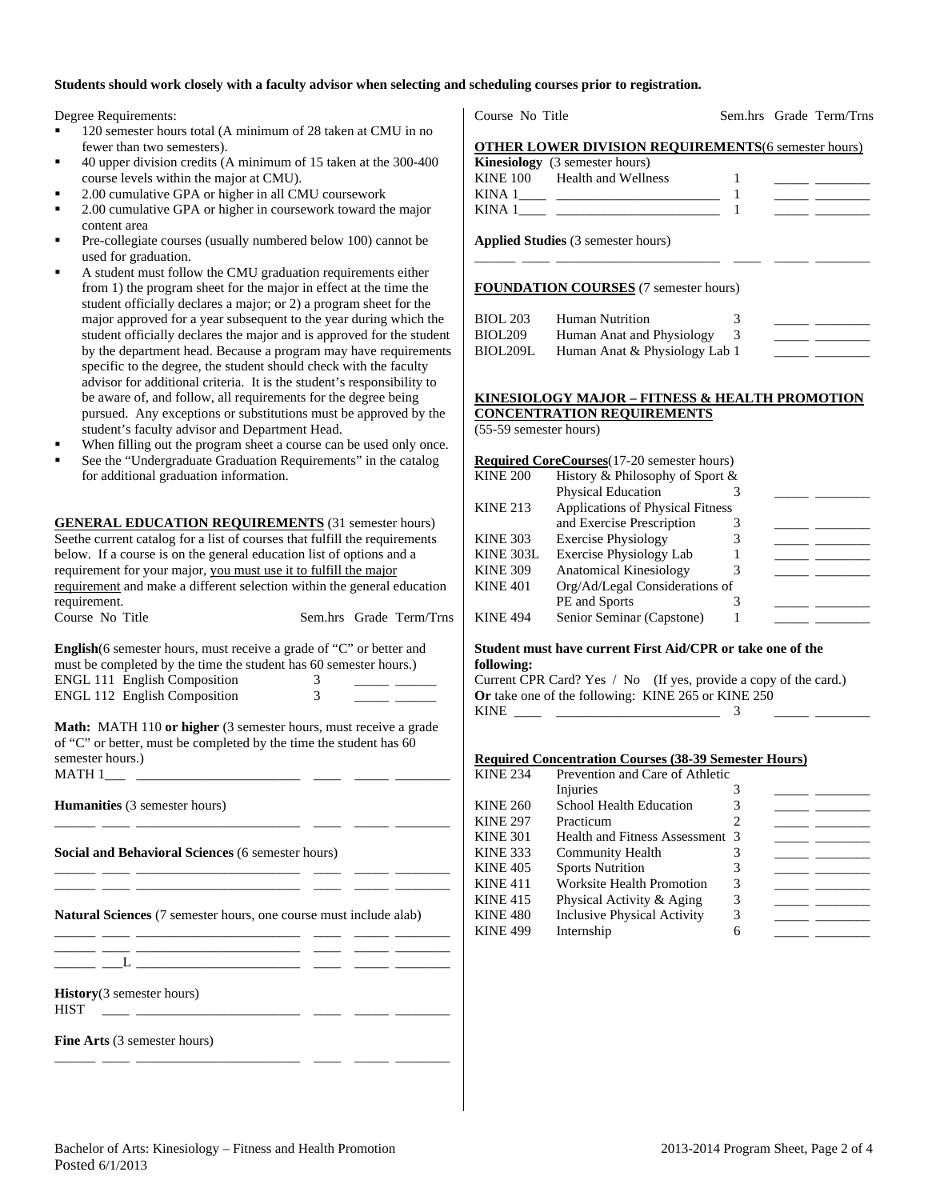**Students should work closely with a faculty advisor when selecting and scheduling courses prior to registration.**

Degree Requirements:

- 120 semester hours total (A minimum of 28 taken at CMU in no fewer than two semesters).
- 40 upper division credits (A minimum of 15 taken at the 300-400 course levels within the major at CMU).
- 2.00 cumulative GPA or higher in all CMU coursework
- 2.00 cumulative GPA or higher in coursework toward the major content area
- Pre-collegiate courses (usually numbered below 100) cannot be used for graduation.
- A student must follow the CMU graduation requirements either from 1) the program sheet for the major in effect at the time the student officially declares a major; or 2) a program sheet for the major approved for a year subsequent to the year during which the student officially declares the major and is approved for the student by the department head. Because a program may have requirements specific to the degree, the student should check with the faculty advisor for additional criteria. It is the student's responsibility to be aware of, and follow, all requirements for the degree being pursued. Any exceptions or substitutions must be approved by the student's faculty advisor and Department Head.
- When filling out the program sheet a course can be used only once.
- See the "Undergraduate Graduation Requirements" in the catalog for additional graduation information.

**GENERAL EDUCATION REQUIREMENTS** (31 semester hours)
Seethe current catalog for a list of courses that fulfill the requirements below. If a course is on the general education list of options and a requirement for your major, you must use it to fulfill the major requirement and make a different selection within the general education requirement.

| Course No | Title | Sem.hrs | Grade | Term/Trns |
|---|---|---|---|---|
| **English**(6 semester hours, must receive a grade of "C" or better and must be completed by the time the student has 60 semester hours.) | | | | |
| ENGL 111 | English Composition | 3 | _____ | ______ |
| ENGL 112 | English Composition | 3 | _____ | ______ |
| **Math:** MATH 110 **or higher** (3 semester hours, must receive a grade of "C" or better, must be completed by the time the student has 60 semester hours.) | | | | |
| MATH 1___ | ________________________ | ____ | _____ | ________ |
| **Humanities** (3 semester hours) | | | | |
| ______ ____ | ________________________ | ____ | _____ | ________ |
| **Social and Behavioral Sciences** (6 semester hours) | | | | |
| ______ ____ | ________________________ | ____ | _____ | ________ |
| ______ ____ | ________________________ | ____ | _____ | ________ |
| **Natural Sciences** (7 semester hours, one course must include alab) | | | | |
| ______ ____ | ________________________ | ____ | _____ | ________ |
| ______ ____ | ________________________ | ____ | _____ | ________ |
| ______ ___L | ________________________ | ____ | _____ | ________ |
| **History**(3 semester hours) | | | | |
| HIST ____ | ________________________ | ____ | _____ | ________ |
| **Fine Arts** (3 semester hours) | | | | |
| ______ ____ | ________________________ | ____ | _____ | ________ |

| Course No | Title | Sem.hrs | Grade | Term/Trns |
|---|---|---|---|---|
| **OTHER LOWER DIVISION REQUIREMENTS**(6 semester hours) | | | | |
| **Kinesiology** (3 semester hours) | | | | |
| KINE 100 | Health and Wellness | 1 | _____ | ________ |
| KINA 1____ | ________________________ | 1 | _____ | ________ |
| KINA 1____ | ________________________ | 1 | _____ | ________ |
| **Applied Studies** (3 semester hours) | | | | |
| ______ ____ | ________________________ | ____ | _____ | ________ |
| **FOUNDATION COURSES** (7 semester hours) | | | | |
| BIOL 203 | Human Nutrition | 3 | _____ | ________ |
| BIOL209 | Human Anat and Physiology | 3 | _____ | ________ |
| BIOL209L | Human Anat & Physiology Lab | 1 | _____ | ________ |

**KINESIOLOGY MAJOR – FITNESS & HEALTH PROMOTION CONCENTRATION REQUIREMENTS**
(55-59 semester hours)

| Course No | Title | Sem.hrs | Grade | Term/Trns |
|---|---|---|---|---|
| **Required CoreCourses**(17-20 semester hours) | | | | |
| KINE 200 | History & Philosophy of Sport & Physical Education | 3 | _____ | ________ |
| KINE 213 | Applications of Physical Fitness and Exercise Prescription | 3 | _____ | ________ |
| KINE 303 | Exercise Physiology | 3 | _____ | ________ |
| KINE 303L | Exercise Physiology Lab | 1 | _____ | ________ |
| KINE 309 | Anatomical Kinesiology | 3 | _____ | ________ |
| KINE 401 | Org/Ad/Legal Considerations of PE and Sports | 3 | _____ | ________ |
| KINE 494 | Senior Seminar (Capstone) | 1 | _____ | ________ |

**Student must have current First Aid/CPR or take one of the following:**
Current CPR Card? Yes / No (If yes, provide a copy of the card.)
**Or** take one of the following: KINE 265 or KINE 250
KINE ____ ________________________ 3 _____ ________

| Course No | Title | Sem.hrs | Grade | Term/Trns |
|---|---|---|---|---|
| **Required Concentration Courses (38-39 Semester Hours)** | | | | |
| KINE 234 | Prevention and Care of Athletic Injuries | 3 | _____ | ________ |
| KINE 260 | School Health Education | 3 | _____ | ________ |
| KINE 297 | Practicum | 2 | _____ | ________ |
| KINE 301 | Health and Fitness Assessment | 3 | _____ | ________ |
| KINE 333 | Community Health | 3 | _____ | ________ |
| KINE 405 | Sports Nutrition | 3 | _____ | ________ |
| KINE 411 | Worksite Health Promotion | 3 | _____ | ________ |
| KINE 415 | Physical Activity & Aging | 3 | _____ | ________ |
| KINE 480 | Inclusive Physical Activity | 3 | _____ | ________ |
| KINE 499 | Internship | 6 | _____ | ________ |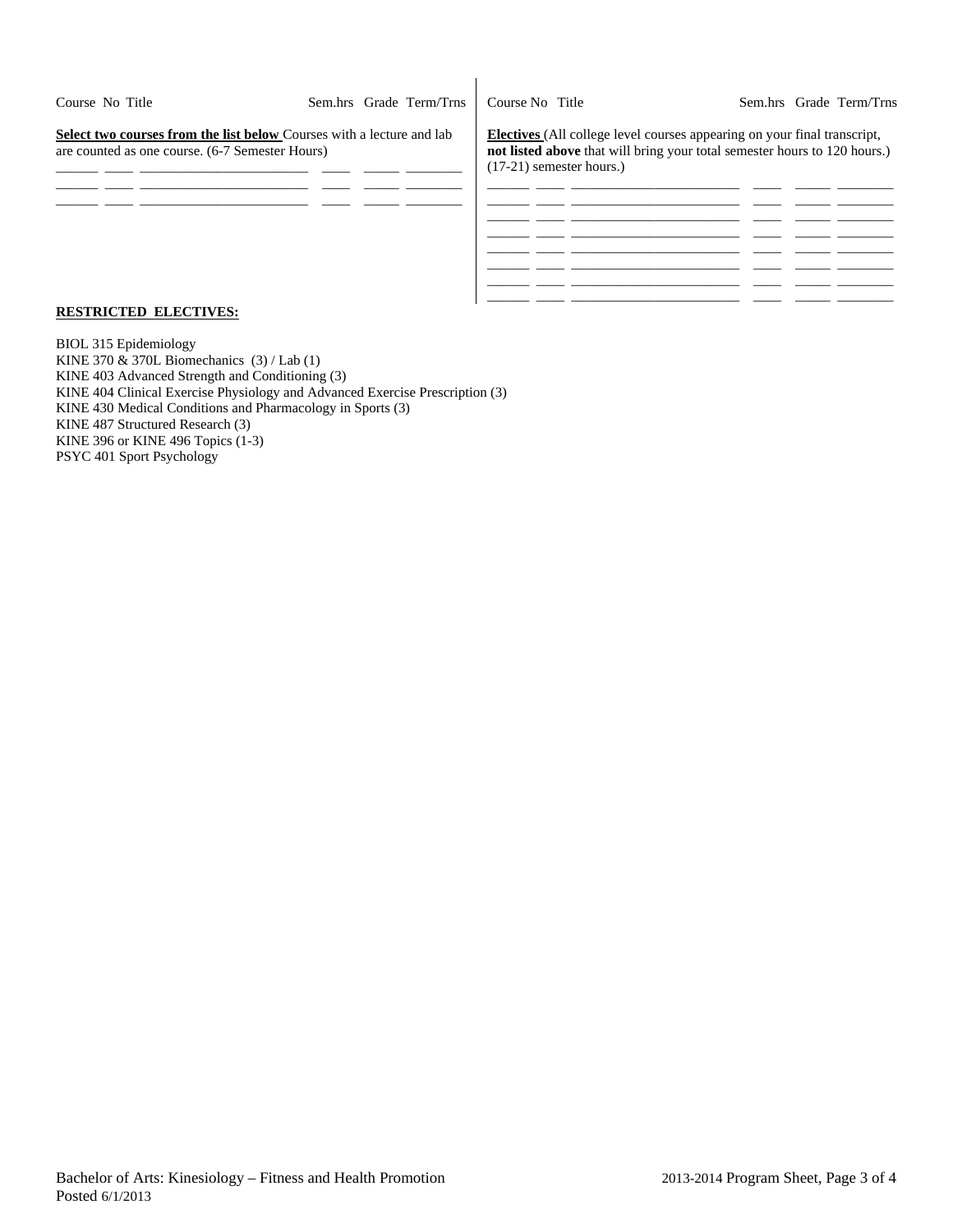| Course No | Title | Sem.hrs | Grade | Term/Trns |
|---|---|---|---|---|

**Select two courses from the list below** Courses with a lecture and lab are counted as one course. (6-7 Semester Hours)

| Course No | Title | Sem.hrs | Grade | Term/Trns |
|---|---|---|---|---|
| | | | | |
| | | | | |
| | | | | |

**Electives** (All college level courses appearing on your final transcript, **not listed above** that will bring your total semester hours to 120 hours.) (17-21) semester hours.)

| Course No | Title | Sem.hrs | Grade | Term/Trns |
|---|---|---|---|---|
| | | | | |
| | | | | |
| | | | | |
| | | | | |
| | | | | |
| | | | | |
| | | | | |
| | | | | |

**RESTRICTED ELECTIVES:**

BIOL 315 Epidemiology
KINE 370 & 370L Biomechanics (3) / Lab (1)
KINE 403 Advanced Strength and Conditioning (3)
KINE 404 Clinical Exercise Physiology and Advanced Exercise Prescription (3)
KINE 430 Medical Conditions and Pharmacology in Sports (3)
KINE 487 Structured Research (3)
KINE 396 or KINE 496 Topics (1-3)
PSYC 401 Sport Psychology

Bachelor of Arts: Kinesiology – Fitness and Health Promotion
Posted 6/1/2013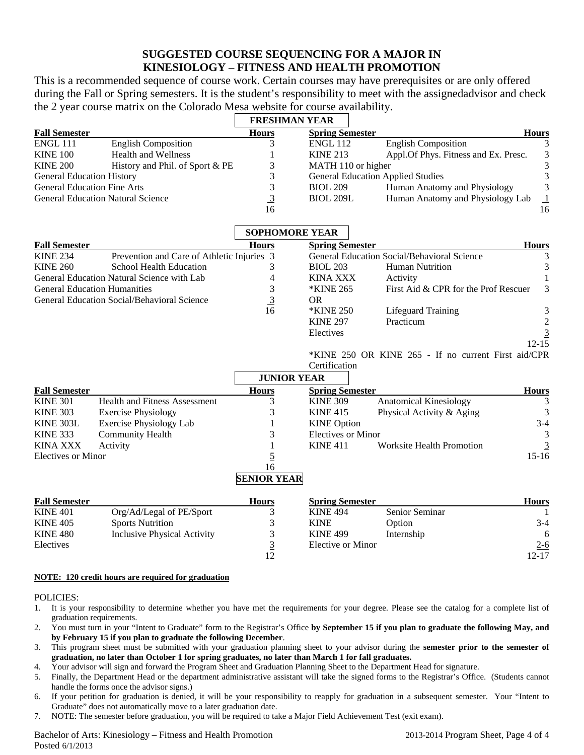# SUGGESTED COURSE SEQUENCING FOR A MAJOR IN KINESIOLOGY – FITNESS AND HEALTH PROMOTION

This is a recommended sequence of course work. Certain courses may have prerequisites or are only offered during the Fall or Spring semesters. It is the student's responsibility to meet with the assignedadvisor and check the 2 year course matrix on the Colorado Mesa website for course availability.

## FRESHMAN YEAR

| Fall Semester | | Hours | Spring Semester | | Hours |
|---|---|---|---|---|---|
| ENGL 111 | English Composition | 3 | ENGL 112 | English Composition | 3 |
| KINE 100 | Health and Wellness | 1 | KINE 213 | Appl.Of Phys. Fitness and Ex. Presc. | 3 |
| KINE 200 | History and Phil. of Sport & PE | 3 | MATH 110 or higher | | 3 |
| General Education History | | 3 | General Education Applied Studies | | 3 |
| General Education Fine Arts | | 3 | BIOL 209 | Human Anatomy and Physiology | 3 |
| General Education Natural Science | | 3 | BIOL 209L | Human Anatomy and Physiology Lab | 1 |
| | | 16 | | | 16 |

## SOPHOMORE YEAR

| Fall Semester | | Hours | Spring Semester | | Hours |
|---|---|---|---|---|---|
| KINE 234 | Prevention and Care of Athletic Injuries | 3 | General Education Social/Behavioral Science | | 3 |
| KINE 260 | School Health Education | 3 | BIOL 203 | Human Nutrition | 3 |
| General Education Natural Science with Lab | | 4 | KINA XXX | Activity | 1 |
| General Education Humanities | | 3 | *KINE 265 | First Aid & CPR for the Prof Rescuer | 3 |
| General Education Social/Behavioral Science | | 3 | OR | | |
| | | 16 | *KINE 250 | Lifeguard Training | 3 |
| | | | KINE 297 | Practicum | 2 |
| | | | Electives | | 3 |
| | | | | | 12-15 |

*KINE 250 OR KINE 265 - If no current First aid/CPR Certification

## JUNIOR YEAR

| Fall Semester | | Hours | Spring Semester | | Hours |
|---|---|---|---|---|---|
| KINE 301 | Health and Fitness Assessment | 3 | KINE 309 | Anatomical Kinesiology | 3 |
| KINE 303 | Exercise Physiology | 3 | KINE 415 | Physical Activity & Aging | 3 |
| KINE 303L | Exercise Physiology Lab | 1 | KINE Option | | 3-4 |
| KINE 333 | Community Health | 3 | Electives or Minor | | 3 |
| KINA XXX | Activity | 1 | KINE 411 | Worksite Health Promotion | 3 |
| Electives or Minor | | 5 | | | 15-16 |
| | | 16 | | | |

## SENIOR YEAR

| Fall Semester | | Hours | Spring Semester | | Hours |
|---|---|---|---|---|---|
| KINE 401 | Org/Ad/Legal of PE/Sport | 3 | KINE 494 | Senior Seminar | 1 |
| KINE 405 | Sports Nutrition | 3 | KINE | Option | 3-4 |
| KINE 480 | Inclusive Physical Activity | 3 | KINE 499 | Internship | 6 |
| Electives | | 3 | Elective or Minor | | 2-6 |
| | | 12 | | | 12-17 |

**NOTE: 120 credit hours are required for graduation**

POLICIES:

1. It is your responsibility to determine whether you have met the requirements for your degree. Please see the catalog for a complete list of graduation requirements.
2. You must turn in your "Intent to Graduate" form to the Registrar's Office **by September 15 if you plan to graduate the following May, and by February 15 if you plan to graduate the following December**.
3. This program sheet must be submitted with your graduation planning sheet to your advisor during the **semester prior to the semester of graduation, no later than October 1 for spring graduates, no later than March 1 for fall graduates.**
4. Your advisor will sign and forward the Program Sheet and Graduation Planning Sheet to the Department Head for signature.
5. Finally, the Department Head or the department administrative assistant will take the signed forms to the Registrar's Office. (Students cannot handle the forms once the advisor signs.)
6. If your petition for graduation is denied, it will be your responsibility to reapply for graduation in a subsequent semester. Your "Intent to Graduate" does not automatically move to a later graduation date.
7. NOTE: The semester before graduation, you will be required to take a Major Field Achievement Test (exit exam).